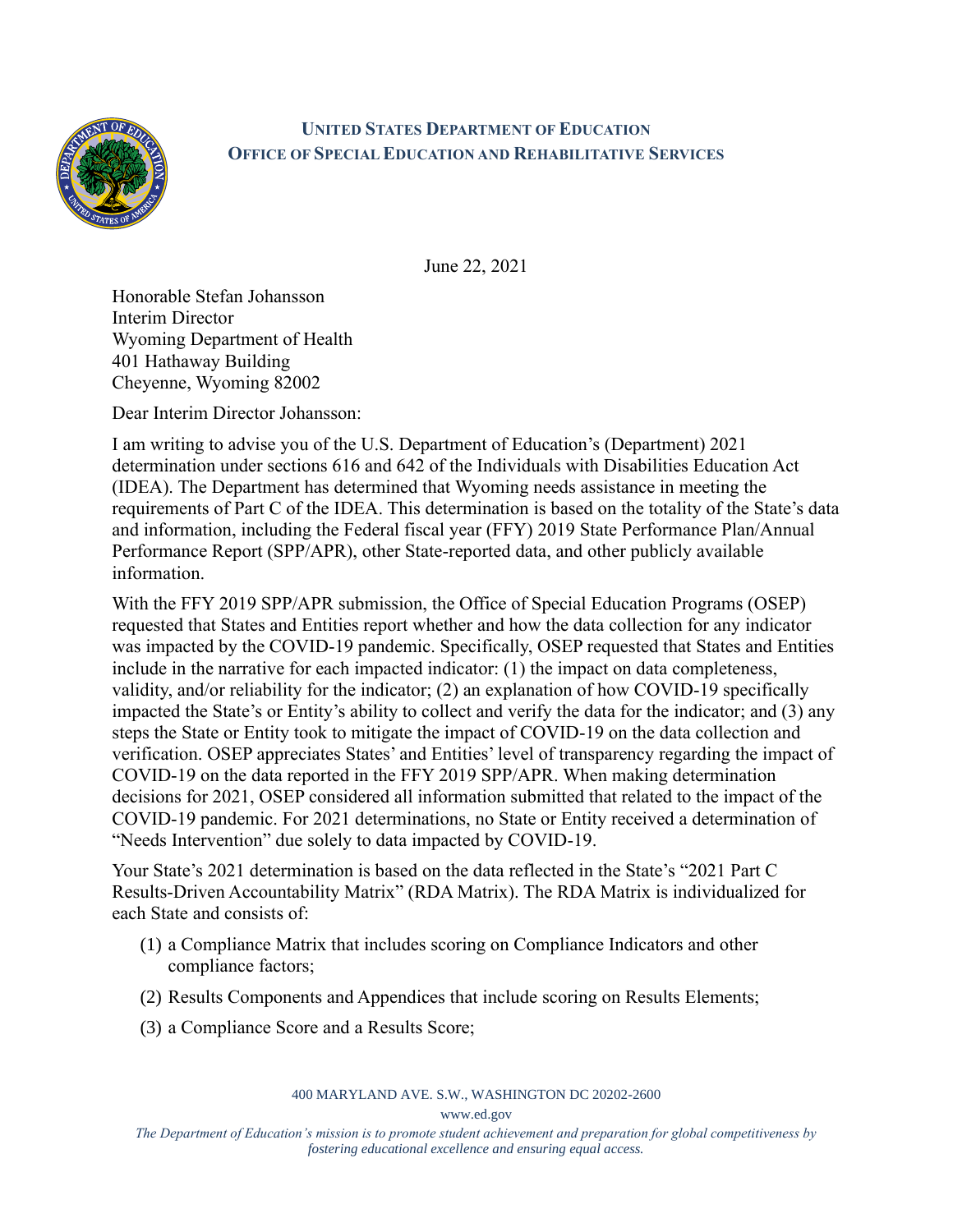**UNITED STATES DEPARTMENT OF EDUCATION**
**OFFICE OF SPECIAL EDUCATION AND REHABILITATIVE SERVICES**

June 22, 2021

Honorable Stefan Johansson
Interim Director
Wyoming Department of Health
401 Hathaway Building
Cheyenne, Wyoming 82002

Dear Interim Director Johansson:

I am writing to advise you of the U.S. Department of Education's (Department) 2021 determination under sections 616 and 642 of the Individuals with Disabilities Education Act (IDEA). The Department has determined that Wyoming needs assistance in meeting the requirements of Part C of the IDEA. This determination is based on the totality of the State's data and information, including the Federal fiscal year (FFY) 2019 State Performance Plan/Annual Performance Report (SPP/APR), other State-reported data, and other publicly available information.

With the FFY 2019 SPP/APR submission, the Office of Special Education Programs (OSEP) requested that States and Entities report whether and how the data collection for any indicator was impacted by the COVID-19 pandemic. Specifically, OSEP requested that States and Entities include in the narrative for each impacted indicator: (1) the impact on data completeness, validity, and/or reliability for the indicator; (2) an explanation of how COVID-19 specifically impacted the State's or Entity's ability to collect and verify the data for the indicator; and (3) any steps the State or Entity took to mitigate the impact of COVID-19 on the data collection and verification. OSEP appreciates States' and Entities' level of transparency regarding the impact of COVID-19 on the data reported in the FFY 2019 SPP/APR. When making determination decisions for 2021, OSEP considered all information submitted that related to the impact of the COVID-19 pandemic. For 2021 determinations, no State or Entity received a determination of "Needs Intervention" due solely to data impacted by COVID-19.

Your State's 2021 determination is based on the data reflected in the State's "2021 Part C Results-Driven Accountability Matrix" (RDA Matrix). The RDA Matrix is individualized for each State and consists of:

(1) a Compliance Matrix that includes scoring on Compliance Indicators and other compliance factors;

(2) Results Components and Appendices that include scoring on Results Elements;

(3) a Compliance Score and a Results Score;

400 MARYLAND AVE. S.W., WASHINGTON DC 20202-2600

www.ed.gov

*The Department of Education's mission is to promote student achievement and preparation for global competitiveness by fostering educational excellence and ensuring equal access.*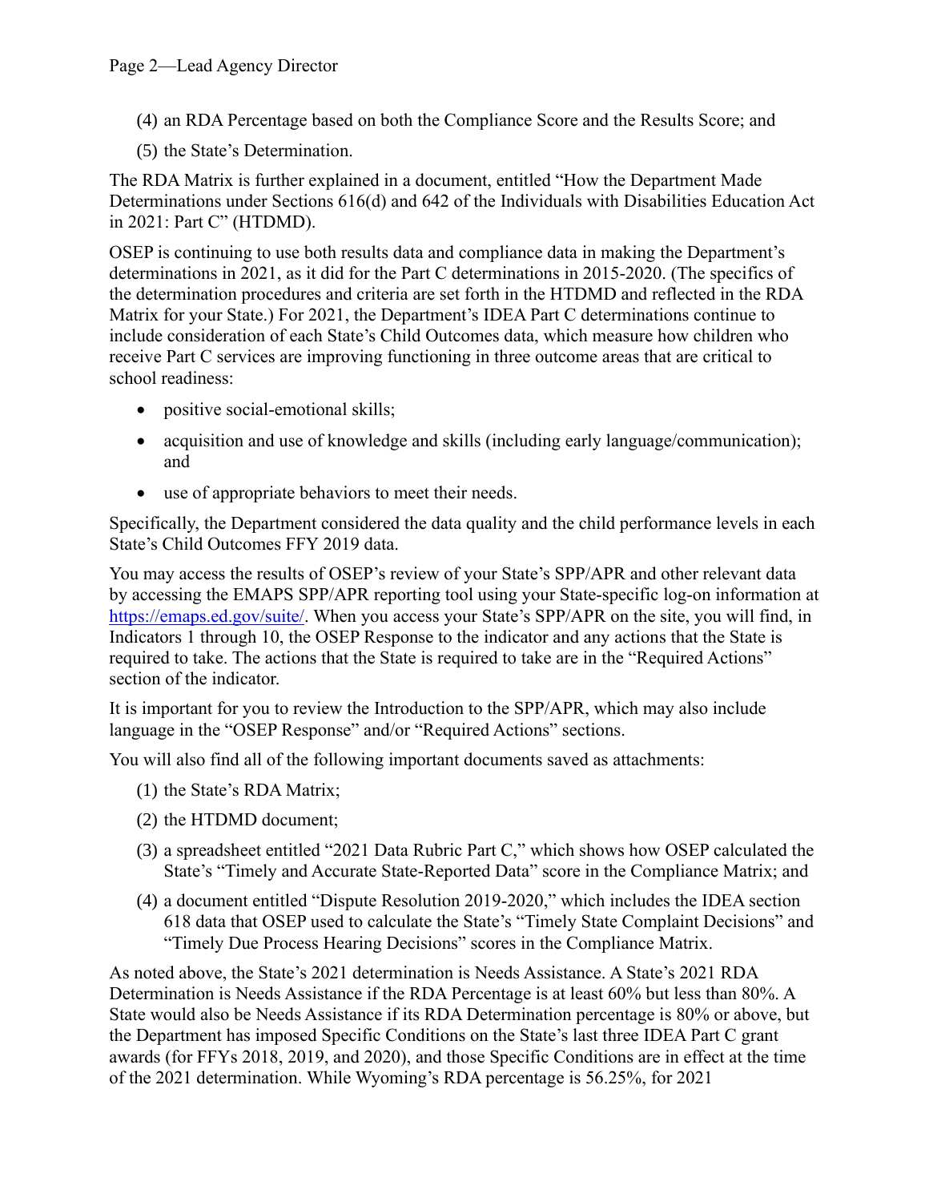(4) an RDA Percentage based on both the Compliance Score and the Results Score; and

(5) the State's Determination.

The RDA Matrix is further explained in a document, entitled "How the Department Made Determinations under Sections 616(d) and 642 of the Individuals with Disabilities Education Act in 2021: Part C" (HTDMD).

OSEP is continuing to use both results data and compliance data in making the Department's determinations in 2021, as it did for the Part C determinations in 2015-2020. (The specifics of the determination procedures and criteria are set forth in the HTDMD and reflected in the RDA Matrix for your State.) For 2021, the Department's IDEA Part C determinations continue to include consideration of each State's Child Outcomes data, which measure how children who receive Part C services are improving functioning in three outcome areas that are critical to school readiness:

- positive social-emotional skills;
- acquisition and use of knowledge and skills (including early language/communication); and
- use of appropriate behaviors to meet their needs.

Specifically, the Department considered the data quality and the child performance levels in each State's Child Outcomes FFY 2019 data.

You may access the results of OSEP's review of your State's SPP/APR and other relevant data by accessing the EMAPS SPP/APR reporting tool using your State-specific log-on information at https://emaps.ed.gov/suite/. When you access your State's SPP/APR on the site, you will find, in Indicators 1 through 10, the OSEP Response to the indicator and any actions that the State is required to take. The actions that the State is required to take are in the "Required Actions" section of the indicator.

It is important for you to review the Introduction to the SPP/APR, which may also include language in the "OSEP Response" and/or "Required Actions" sections.

You will also find all of the following important documents saved as attachments:

(1) the State's RDA Matrix;

(2) the HTDMD document;

(3) a spreadsheet entitled "2021 Data Rubric Part C," which shows how OSEP calculated the State's "Timely and Accurate State-Reported Data" score in the Compliance Matrix; and

(4) a document entitled "Dispute Resolution 2019-2020," which includes the IDEA section 618 data that OSEP used to calculate the State's "Timely State Complaint Decisions" and "Timely Due Process Hearing Decisions" scores in the Compliance Matrix.

As noted above, the State's 2021 determination is Needs Assistance. A State's 2021 RDA Determination is Needs Assistance if the RDA Percentage is at least 60% but less than 80%. A State would also be Needs Assistance if its RDA Determination percentage is 80% or above, but the Department has imposed Specific Conditions on the State's last three IDEA Part C grant awards (for FFYs 2018, 2019, and 2020), and those Specific Conditions are in effect at the time of the 2021 determination. While Wyoming's RDA percentage is 56.25%, for 2021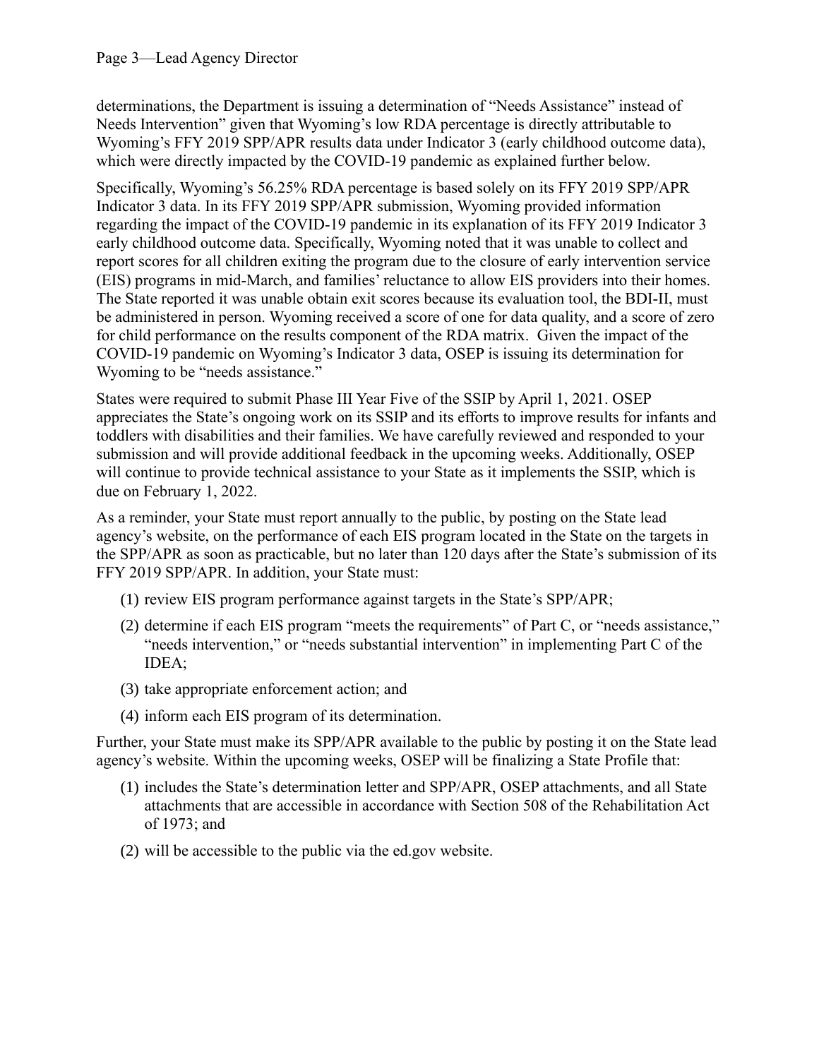determinations, the Department is issuing a determination of "Needs Assistance" instead of Needs Intervention" given that Wyoming's low RDA percentage is directly attributable to Wyoming's FFY 2019 SPP/APR results data under Indicator 3 (early childhood outcome data), which were directly impacted by the COVID-19 pandemic as explained further below.

Specifically, Wyoming's 56.25% RDA percentage is based solely on its FFY 2019 SPP/APR Indicator 3 data. In its FFY 2019 SPP/APR submission, Wyoming provided information regarding the impact of the COVID-19 pandemic in its explanation of its FFY 2019 Indicator 3 early childhood outcome data. Specifically, Wyoming noted that it was unable to collect and report scores for all children exiting the program due to the closure of early intervention service (EIS) programs in mid-March, and families' reluctance to allow EIS providers into their homes. The State reported it was unable obtain exit scores because its evaluation tool, the BDI-II, must be administered in person. Wyoming received a score of one for data quality, and a score of zero for child performance on the results component of the RDA matrix. Given the impact of the COVID-19 pandemic on Wyoming's Indicator 3 data, OSEP is issuing its determination for Wyoming to be "needs assistance."

States were required to submit Phase III Year Five of the SSIP by April 1, 2021. OSEP appreciates the State's ongoing work on its SSIP and its efforts to improve results for infants and toddlers with disabilities and their families. We have carefully reviewed and responded to your submission and will provide additional feedback in the upcoming weeks. Additionally, OSEP will continue to provide technical assistance to your State as it implements the SSIP, which is due on February 1, 2022.

As a reminder, your State must report annually to the public, by posting on the State lead agency's website, on the performance of each EIS program located in the State on the targets in the SPP/APR as soon as practicable, but no later than 120 days after the State's submission of its FFY 2019 SPP/APR. In addition, your State must:

(1) review EIS program performance against targets in the State's SPP/APR;

(2) determine if each EIS program "meets the requirements" of Part C, or "needs assistance," "needs intervention," or "needs substantial intervention" in implementing Part C of the IDEA;

(3) take appropriate enforcement action; and

(4) inform each EIS program of its determination.

Further, your State must make its SPP/APR available to the public by posting it on the State lead agency's website. Within the upcoming weeks, OSEP will be finalizing a State Profile that:

(1) includes the State's determination letter and SPP/APR, OSEP attachments, and all State attachments that are accessible in accordance with Section 508 of the Rehabilitation Act of 1973; and

(2) will be accessible to the public via the ed.gov website.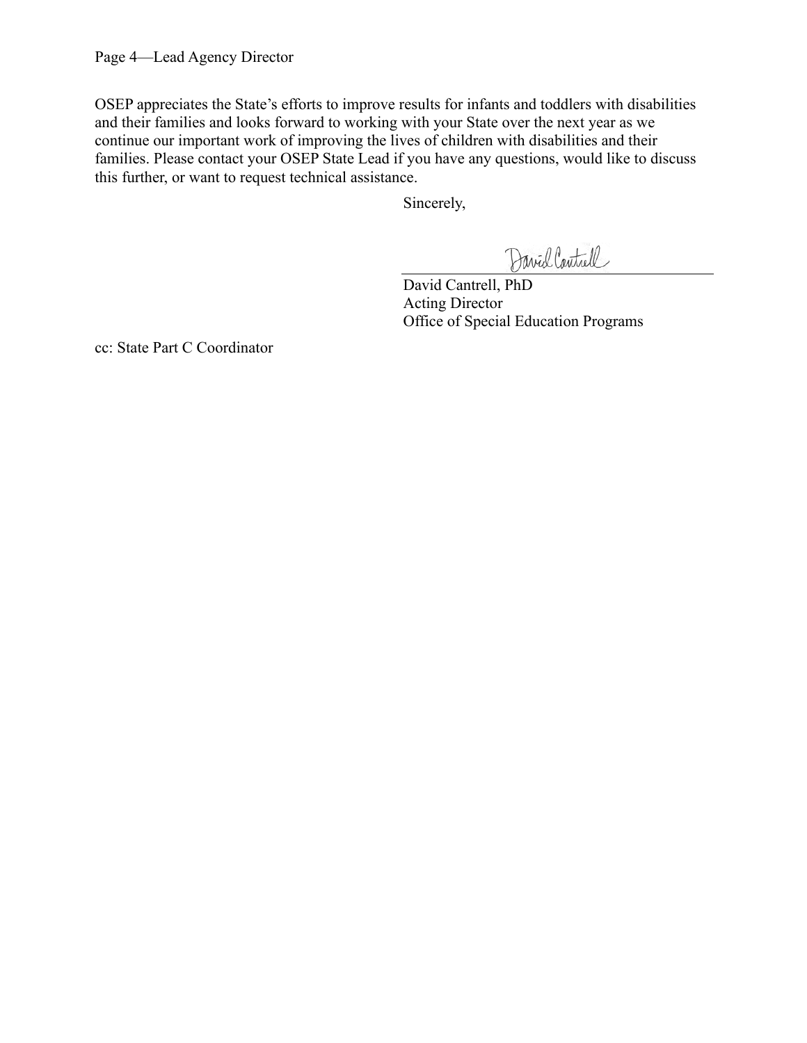OSEP appreciates the State's efforts to improve results for infants and toddlers with disabilities and their families and looks forward to working with your State over the next year as we continue our important work of improving the lives of children with disabilities and their families. Please contact your OSEP State Lead if you have any questions, would like to discuss this further, or want to request technical assistance.

Sincerely,

David Cantrell, PhD
Acting Director
Office of Special Education Programs

cc: State Part C Coordinator